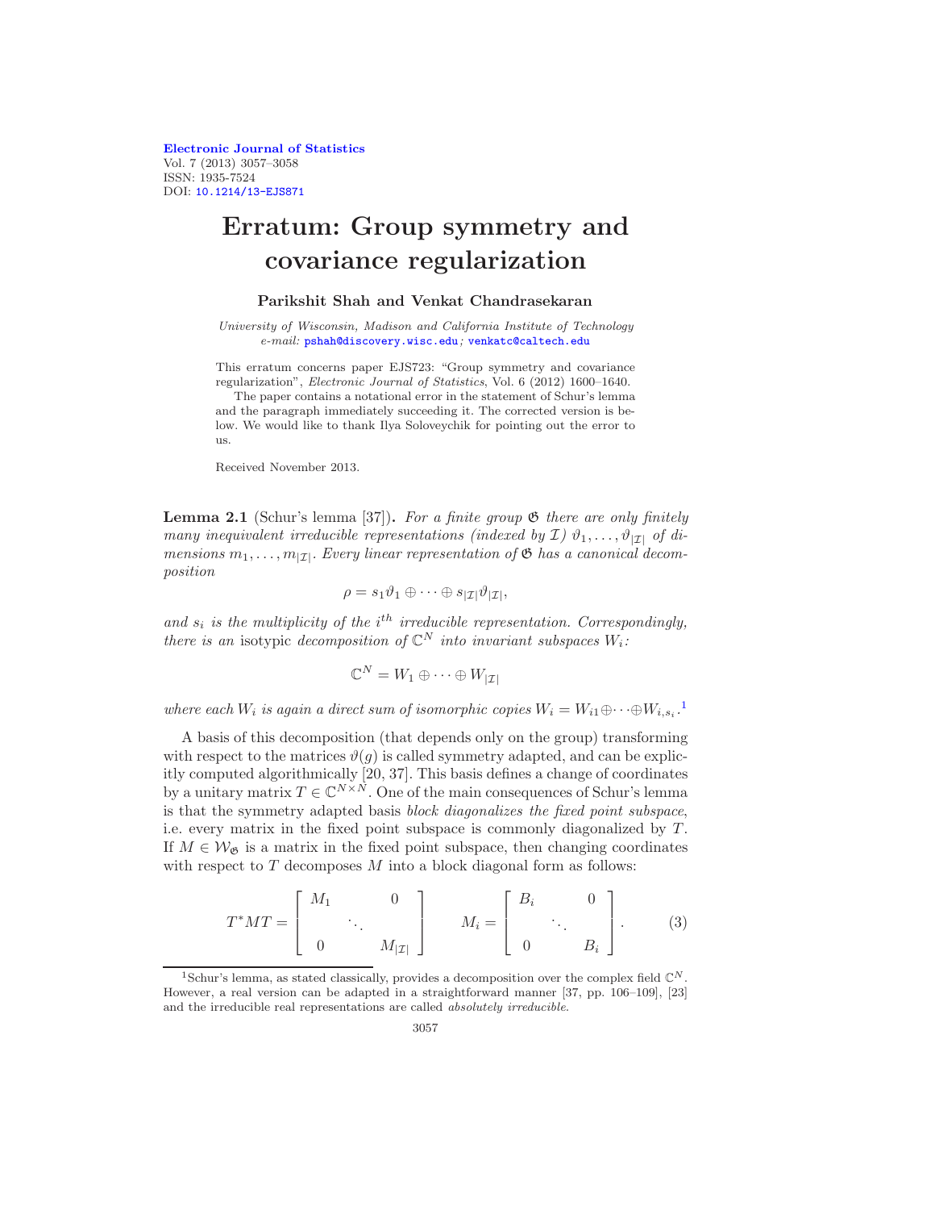# Erratum: Group symmetry and covariance regularization

**Parikshit Shah and Venkat Chandrasekaran**

*University of Wisconsin, Madison and California Institute of Technology*
*e-mail:* pshah@discovery.wisc.edu*;* venkatc@caltech.edu

This erratum concerns paper EJS723: "Group symmetry and covariance regularization", *Electronic Journal of Statistics*, Vol. 6 (2012) 1600–1640.

The paper contains a notational error in the statement of Schur's lemma and the paragraph immediately succeeding it. The corrected version is below. We would like to thank Ilya Soloveychik for pointing out the error to us.

Received November 2013.

**Lemma 2.1** (Schur's lemma [37]). *For a finite group $\mathfrak{G}$ there are only finitely many inequivalent irreducible representations (indexed by $\mathcal{I}$) $\vartheta_1, \dots, \vartheta_{|\mathcal{I}|}$ of dimensions $m_1, \dots, m_{|\mathcal{I}|}$. Every linear representation of $\mathfrak{G}$ has a canonical decomposition*

$$\rho = s_1\vartheta_1 \oplus \cdots \oplus s_{|\mathcal{I}|}\vartheta_{|\mathcal{I}|},$$

*and $s_i$ is the multiplicity of the $i^{th}$ irreducible representation. Correspondingly, there is an* isotypic *decomposition of $\mathbb{C}^N$ into invariant subspaces $W_i$:*

$$\mathbb{C}^N = W_1 \oplus \cdots \oplus W_{|\mathcal{I}|}$$

*where each $W_i$ is again a direct sum of isomorphic copies $W_i = W_{i1} \oplus \cdots \oplus W_{i,s_i}$.*[1]

A basis of this decomposition (that depends only on the group) transforming with respect to the matrices $\vartheta(g)$ is called symmetry adapted, and can be explicitly computed algorithmically [20, 37]. This basis defines a change of coordinates by a unitary matrix $T \in \mathbb{C}^{N \times N}$. One of the main consequences of Schur's lemma is that the symmetry adapted basis *block diagonalizes the fixed point subspace*, i.e. every matrix in the fixed point subspace is commonly diagonalized by $T$. If $M \in \mathcal{W}_{\mathfrak{G}}$ is a matrix in the fixed point subspace, then changing coordinates with respect to $T$ decomposes $M$ into a block diagonal form as follows:

$$T^*MT = \begin{bmatrix} M_1 & & 0 \\ & \ddots & \\ 0 & & M_{|\mathcal{I}|} \end{bmatrix} \qquad M_i = \begin{bmatrix} B_i & & 0 \\ & \ddots & \\ 0 & & B_i \end{bmatrix}. \tag{3}$$

[1] Schur's lemma, as stated classically, provides a decomposition over the complex field $\mathbb{C}^N$. However, a real version can be adapted in a straightforward manner [37, pp. 106–109], [23] and the irreducible real representations are called *absolutely irreducible*.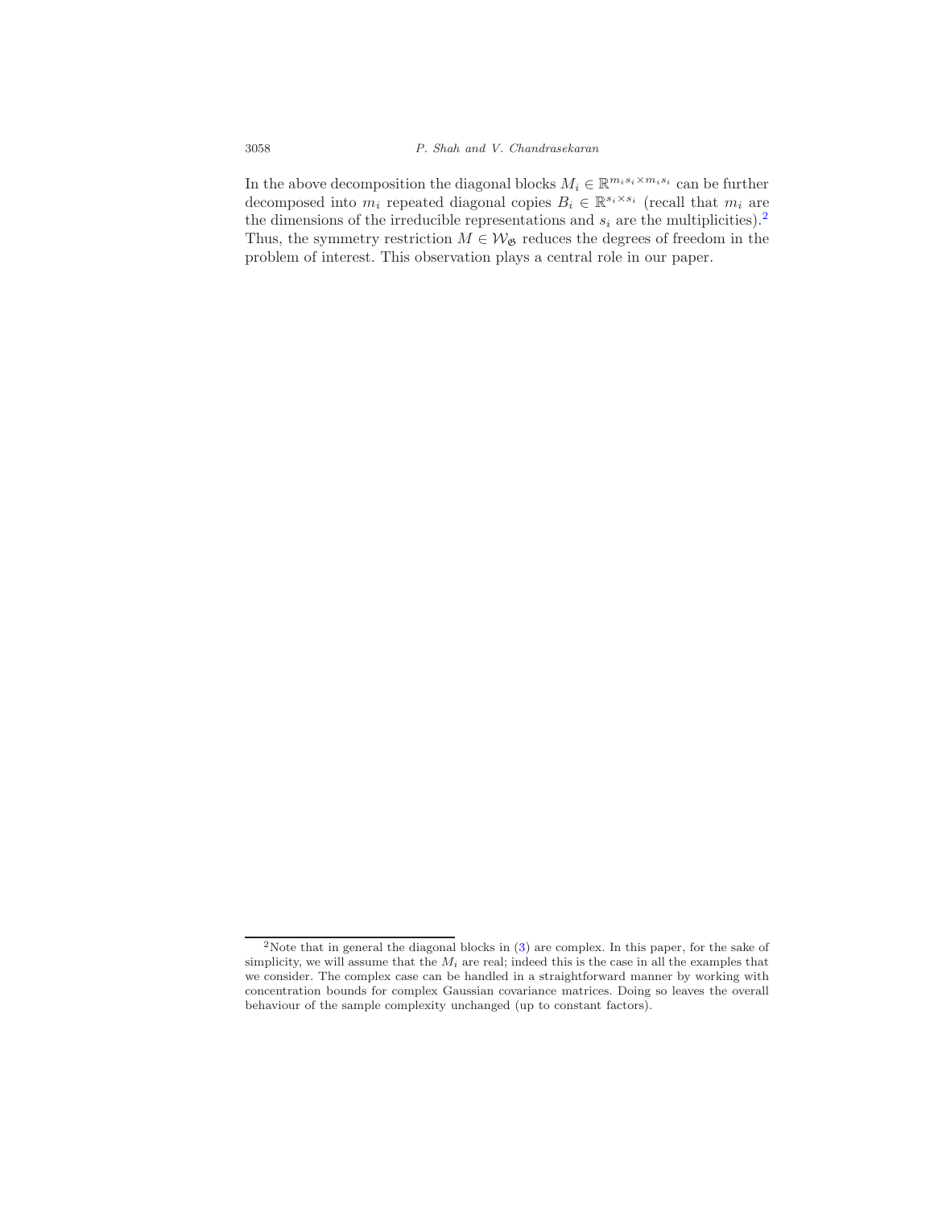In the above decomposition the diagonal blocks $M_i \in \mathbb{R}^{m_i s_i \times m_i s_i}$ can be further decomposed into $m_i$ repeated diagonal copies $B_i \in \mathbb{R}^{s_i \times s_i}$ (recall that $m_i$ are the dimensions of the irreducible representations and $s_i$ are the multiplicities).[2] Thus, the symmetry restriction $M \in \mathcal{W}_{\mathfrak{G}}$ reduces the degrees of freedom in the problem of interest. This observation plays a central role in our paper.

---

[2] Note that in general the diagonal blocks in (3) are complex. In this paper, for the sake of simplicity, we will assume that the $M_i$ are real; indeed this is the case in all the examples that we consider. The complex case can be handled in a straightforward manner by working with concentration bounds for complex Gaussian covariance matrices. Doing so leaves the overall behaviour of the sample complexity unchanged (up to constant factors).